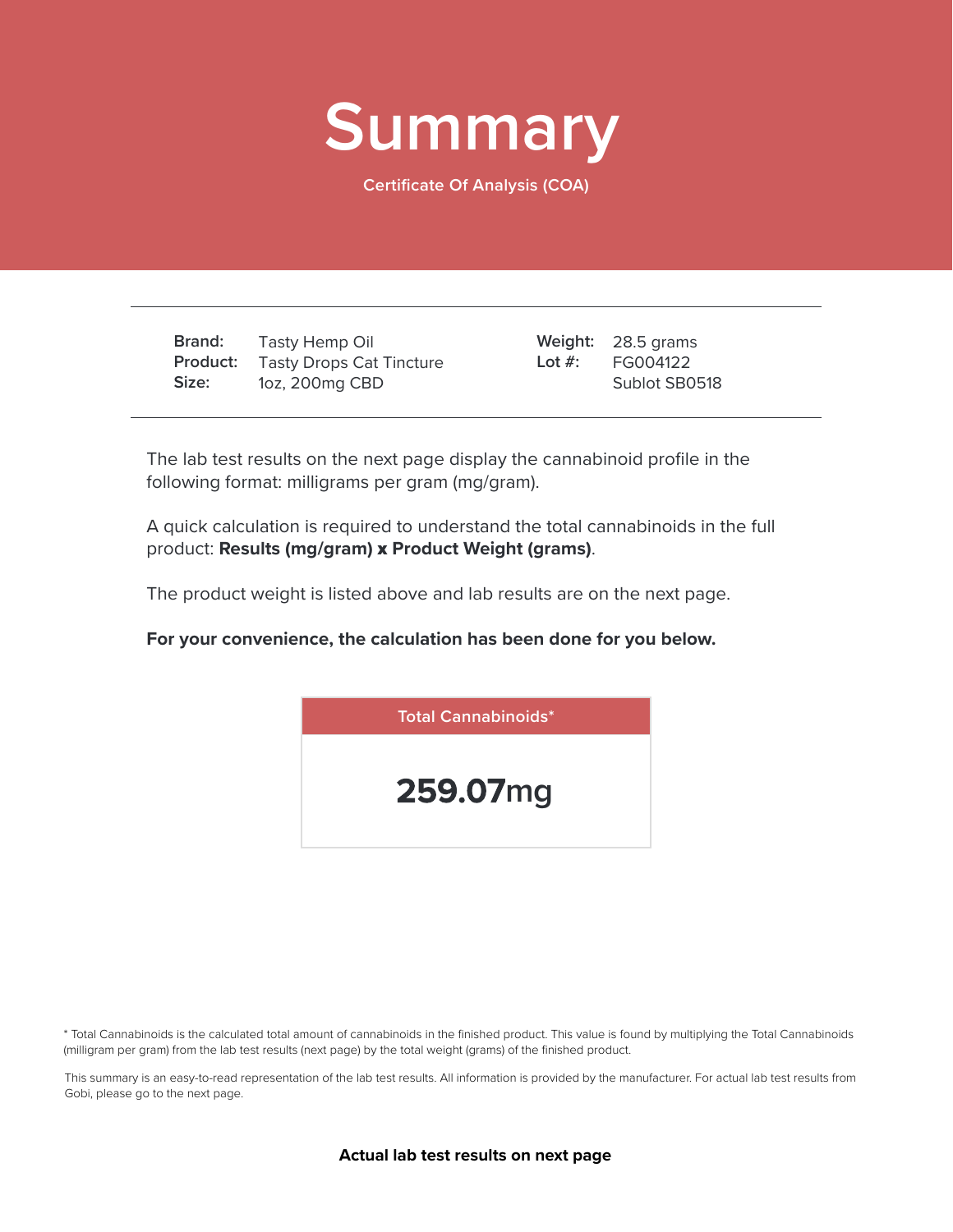# Summary

Certificate Of Analysis (COA)

| | | | |
|---|---|---|---|
| **Brand:** | Tasty Hemp Oil | **Weight:** | 28.5 grams |
| **Product:** | Tasty Drops Cat Tincture | **Lot #:** | FG004122 |
| **Size:** | 1oz, 200mg CBD | | Sublot SB0518 |

The lab test results on the next page display the cannabinoid profile in the following format: milligrams per gram (mg/gram).

A quick calculation is required to understand the total cannabinoids in the full product: **Results (mg/gram) x Product Weight (grams)**.

The product weight is listed above and lab results are on the next page.

**For your convenience, the calculation has been done for you below.**

| Total Cannabinoids* |
|---|
| **259.07**mg |

* Total Cannabinoids is the calculated total amount of cannabinoids in the finished product. This value is found by multiplying the Total Cannabinoids (milligram per gram) from the lab test results (next page) by the total weight (grams) of the finished product.

This summary is an easy-to-read representation of the lab test results. All information is provided by the manufacturer. For actual lab test results from Gobi, please go to the next page.

**Actual lab test results on next page**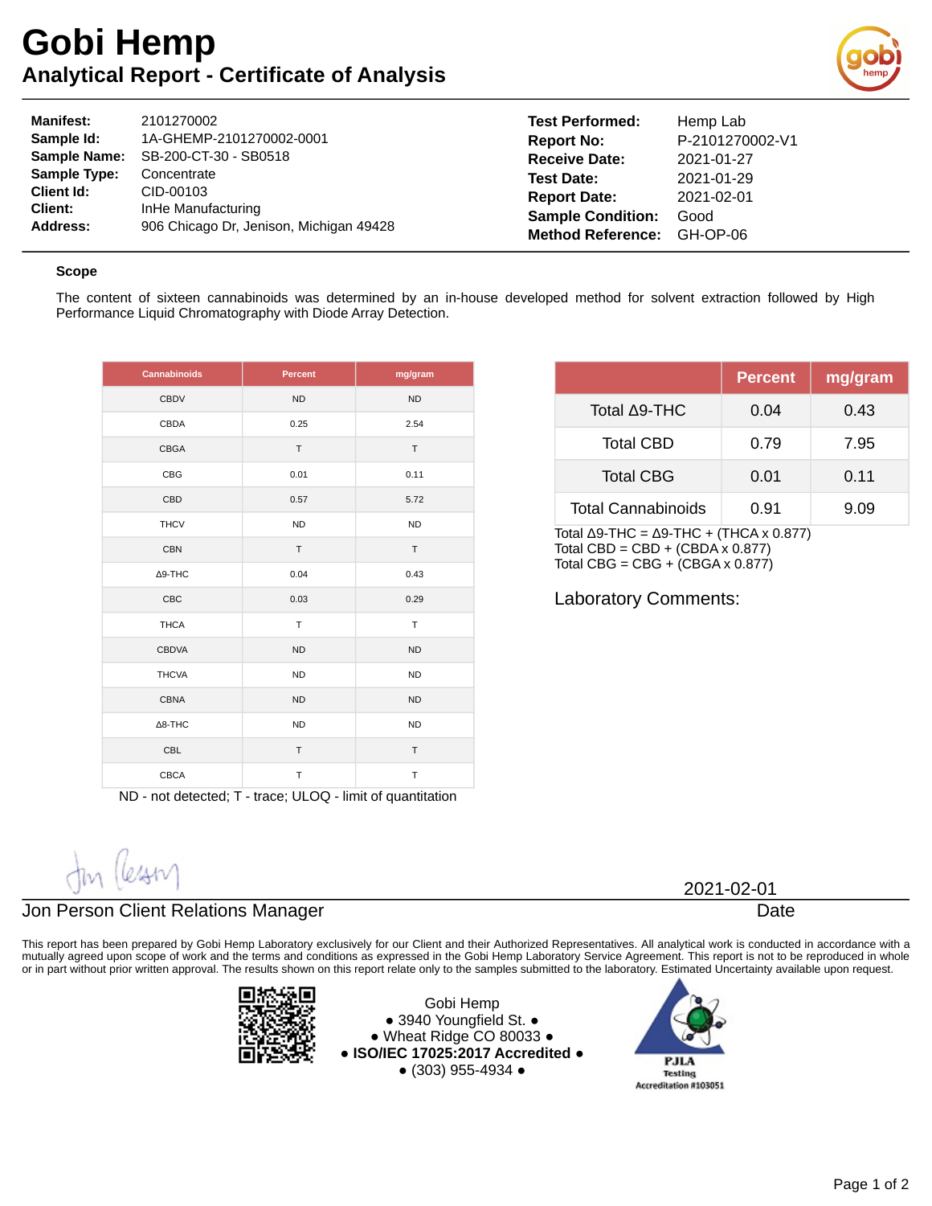# Gobi Hemp

## Analytical Report - Certificate of Analysis

| | | | |
|---|---|---|---|
| **Manifest:** | 2101270002 | **Test Performed:** | Hemp Lab |
| **Sample Id:** | 1A-GHEMP-2101270002-0001 | **Report No:** | P-2101270002-V1 |
| **Sample Name:** | SB-200-CT-30 - SB0518 | **Receive Date:** | 2021-01-27 |
| **Sample Type:** | Concentrate | **Test Date:** | 2021-01-29 |
| **Client Id:** | CID-00103 | **Report Date:** | 2021-02-01 |
| **Client:** | InHe Manufacturing | **Sample Condition:** | Good |
| **Address:** | 906 Chicago Dr, Jenison, Michigan 49428 | **Method Reference:** | GH-OP-06 |

### Scope

The content of sixteen cannabinoids was determined by an in-house developed method for solvent extraction followed by High Performance Liquid Chromatography with Diode Array Detection.

| Cannabinoids | Percent | mg/gram |
|---|---|---|
| CBDV | ND | ND |
| CBDA | 0.25 | 2.54 |
| CBGA | T | T |
| CBG | 0.01 | 0.11 |
| CBD | 0.57 | 5.72 |
| THCV | ND | ND |
| CBN | T | T |
| Δ9-THC | 0.04 | 0.43 |
| CBC | 0.03 | 0.29 |
| THCA | T | T |
| CBDVA | ND | ND |
| THCVA | ND | ND |
| CBNA | ND | ND |
| Δ8-THC | ND | ND |
| CBL | T | T |
| CBCA | T | T |

ND - not detected; T - trace; ULOQ - limit of quantitation

| | Percent | mg/gram |
|---|---|---|
| Total Δ9-THC | 0.04 | 0.43 |
| Total CBD | 0.79 | 7.95 |
| Total CBG | 0.01 | 0.11 |
| Total Cannabinoids | 0.91 | 9.09 |

Total Δ9-THC = Δ9-THC + (THCA x 0.877)
Total CBD = CBD + (CBDA x 0.877)
Total CBG = CBG + (CBGA x 0.877)

Laboratory Comments:

Jon Person Client Relations Manager

2021-02-01
Date

This report has been prepared by Gobi Hemp Laboratory exclusively for our Client and their Authorized Representatives. All analytical work is conducted in accordance with a mutually agreed upon scope of work and the terms and conditions as expressed in the Gobi Hemp Laboratory Service Agreement. This report is not to be reproduced in whole or in part without prior written approval. The results shown on this report relate only to the samples submitted to the laboratory. Estimated Uncertainty available upon request.

Gobi Hemp
• 3940 Youngfield St. •
• Wheat Ridge CO 80033 •
**• ISO/IEC 17025:2017 Accredited •**
• (303) 955-4934 •

PJLA Testing Accreditation #103051